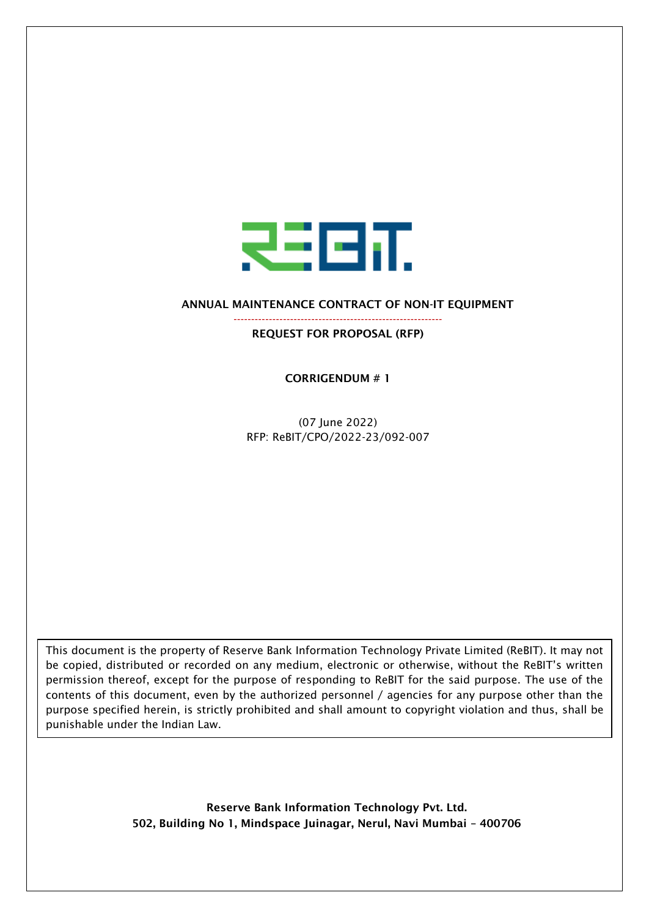# ANNUAL MAINTENANCE CONTRACT OF NON-IT EQUIPMENT

## REQUEST FOR PROPOSAL (RFP)

### CORRIGENDUM # 1

(07 June 2022)
RFP: ReBIT/CPO/2022-23/092-007

This document is the property of Reserve Bank Information Technology Private Limited (ReBIT). It may not be copied, distributed or recorded on any medium, electronic or otherwise, without the ReBIT's written permission thereof, except for the purpose of responding to ReBIT for the said purpose. The use of the contents of this document, even by the authorized personnel / agencies for any purpose other than the purpose specified herein, is strictly prohibited and shall amount to copyright violation and thus, shall be punishable under the Indian Law.

**Reserve Bank Information Technology Pvt. Ltd.**
**502, Building No 1, Mindspace Juinagar, Nerul, Navi Mumbai – 400706**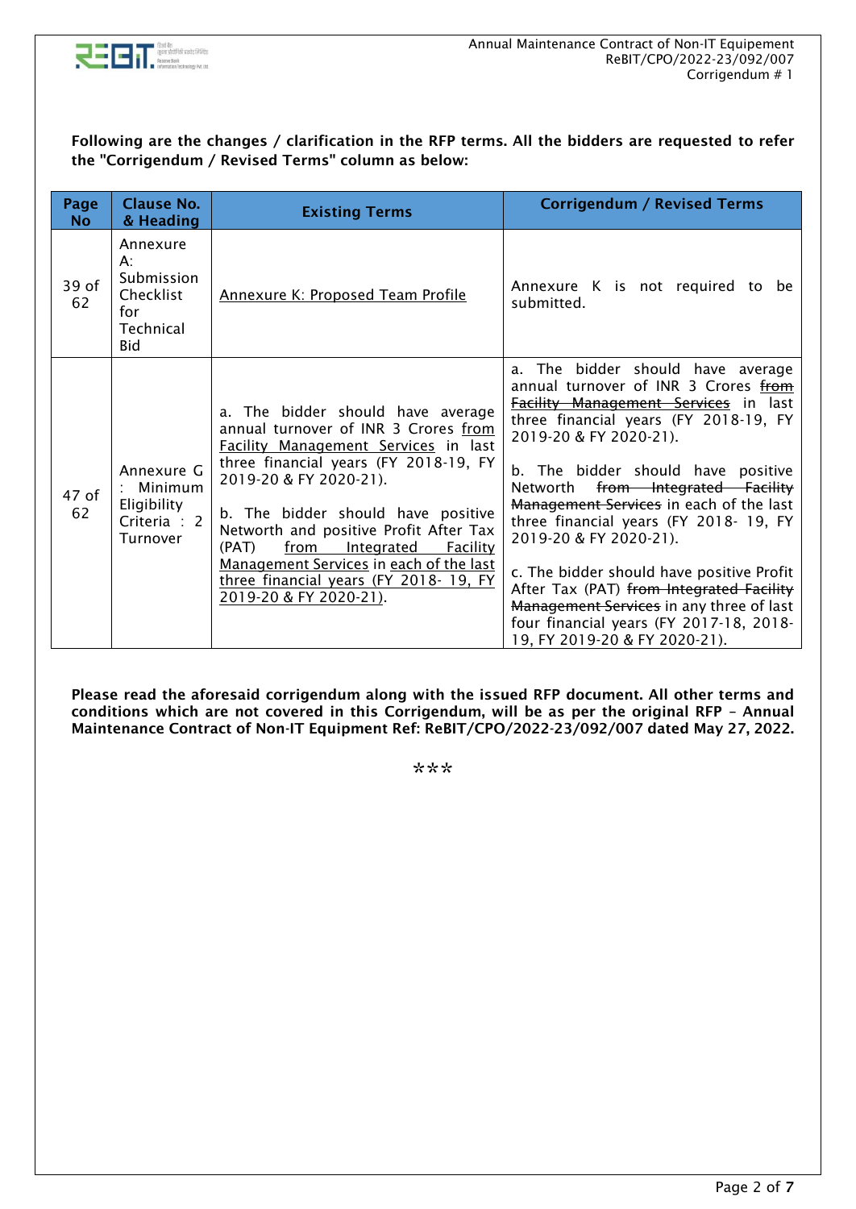**Following are the changes / clarification in the RFP terms. All the bidders are requested to refer the "Corrigendum / Revised Terms" column as below:**

| Page No | Clause No. & Heading | Existing Terms | Corrigendum / Revised Terms |
|---|---|---|---|
| 39 of 62 | Annexure A: Submission Checklist for Technical Bid | <u>Annexure K: Proposed Team Profile</u> | Annexure K is not required to be submitted. |
| 47 of 62 | Annexure G : Minimum Eligibility Criteria : 2 Turnover | a. The bidder should have average annual turnover of INR 3 Crores <u>from Facility Management Services</u> in last three financial years (FY 2018-19, FY 2019-20 & FY 2020-21).<br><br>b. The bidder should have positive Networth and positive Profit After Tax (PAT) <u>from Integrated Facility Management Services</u> in <u>each of the last three financial years (FY 2018- 19, FY 2019-20 & FY 2020-21)</u>. | a. The bidder should have average annual turnover of INR 3 Crores ~~from Facility Management Services~~ in last three financial years (FY 2018-19, FY 2019-20 & FY 2020-21).<br><br>b. The bidder should have positive Networth ~~from Integrated Facility Management Services~~ in each of the last three financial years (FY 2018- 19, FY 2019-20 & FY 2020-21).<br><br>c. The bidder should have positive Profit After Tax (PAT) ~~from Integrated Facility Management Services~~ in any three of last four financial years (FY 2017-18, 2018-19, FY 2019-20 & FY 2020-21). |

**Please read the aforesaid corrigendum along with the issued RFP document. All other terms and conditions which are not covered in this Corrigendum, will be as per the original RFP – Annual Maintenance Contract of Non-IT Equipment Ref: ReBIT/CPO/2022-23/092/007 dated May 27, 2022.**

***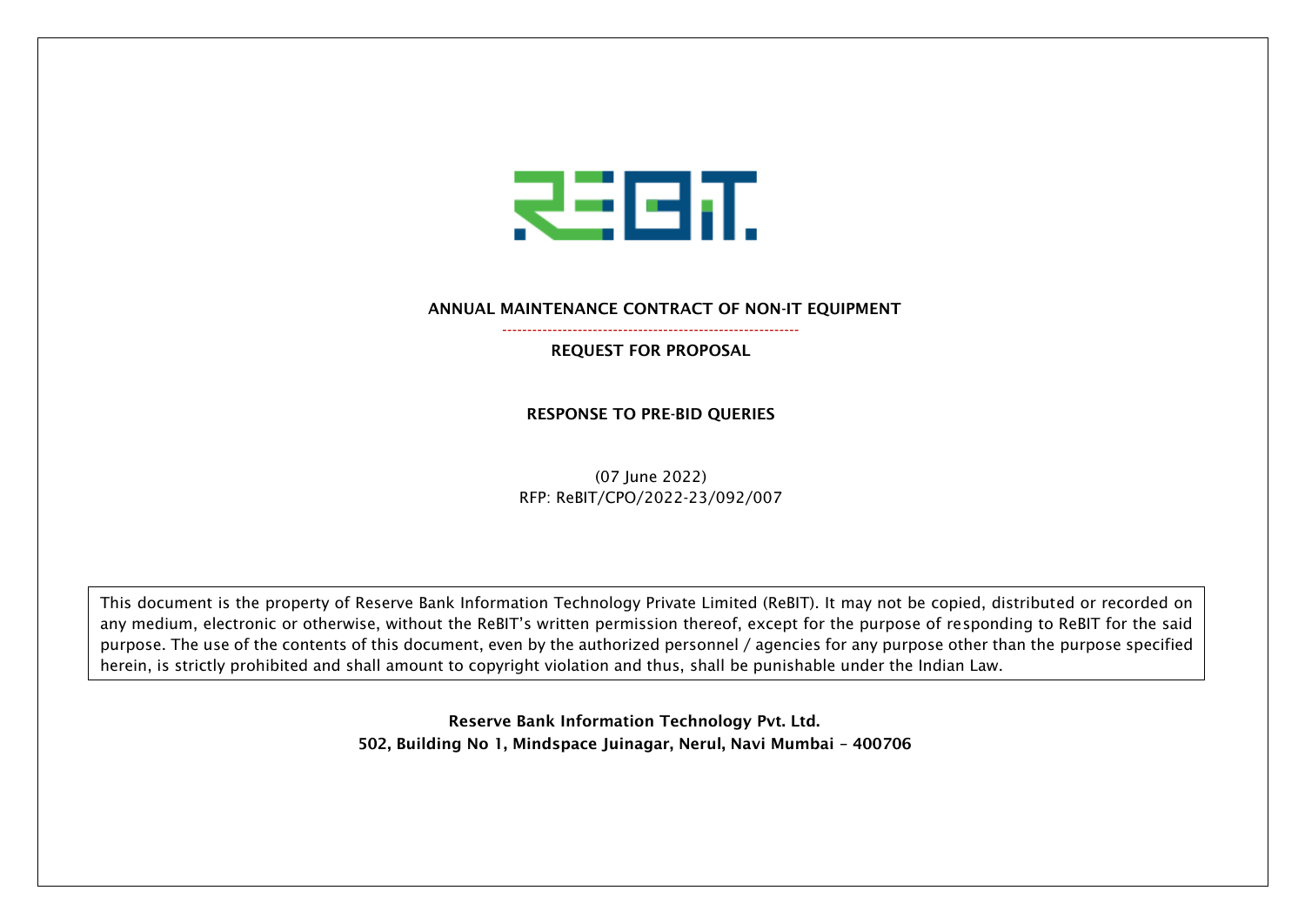**ANNUAL MAINTENANCE CONTRACT OF NON-IT EQUIPMENT**

**REQUEST FOR PROPOSAL**

**RESPONSE TO PRE-BID QUERIES**

(07 June 2022)
RFP: ReBIT/CPO/2022-23/092/007

This document is the property of Reserve Bank Information Technology Private Limited (ReBIT). It may not be copied, distributed or recorded on any medium, electronic or otherwise, without the ReBIT's written permission thereof, except for the purpose of responding to ReBIT for the said purpose. The use of the contents of this document, even by the authorized personnel / agencies for any purpose other than the purpose specified herein, is strictly prohibited and shall amount to copyright violation and thus, shall be punishable under the Indian Law.

**Reserve Bank Information Technology Pvt. Ltd.**
**502, Building No 1, Mindspace Juinagar, Nerul, Navi Mumbai – 400706**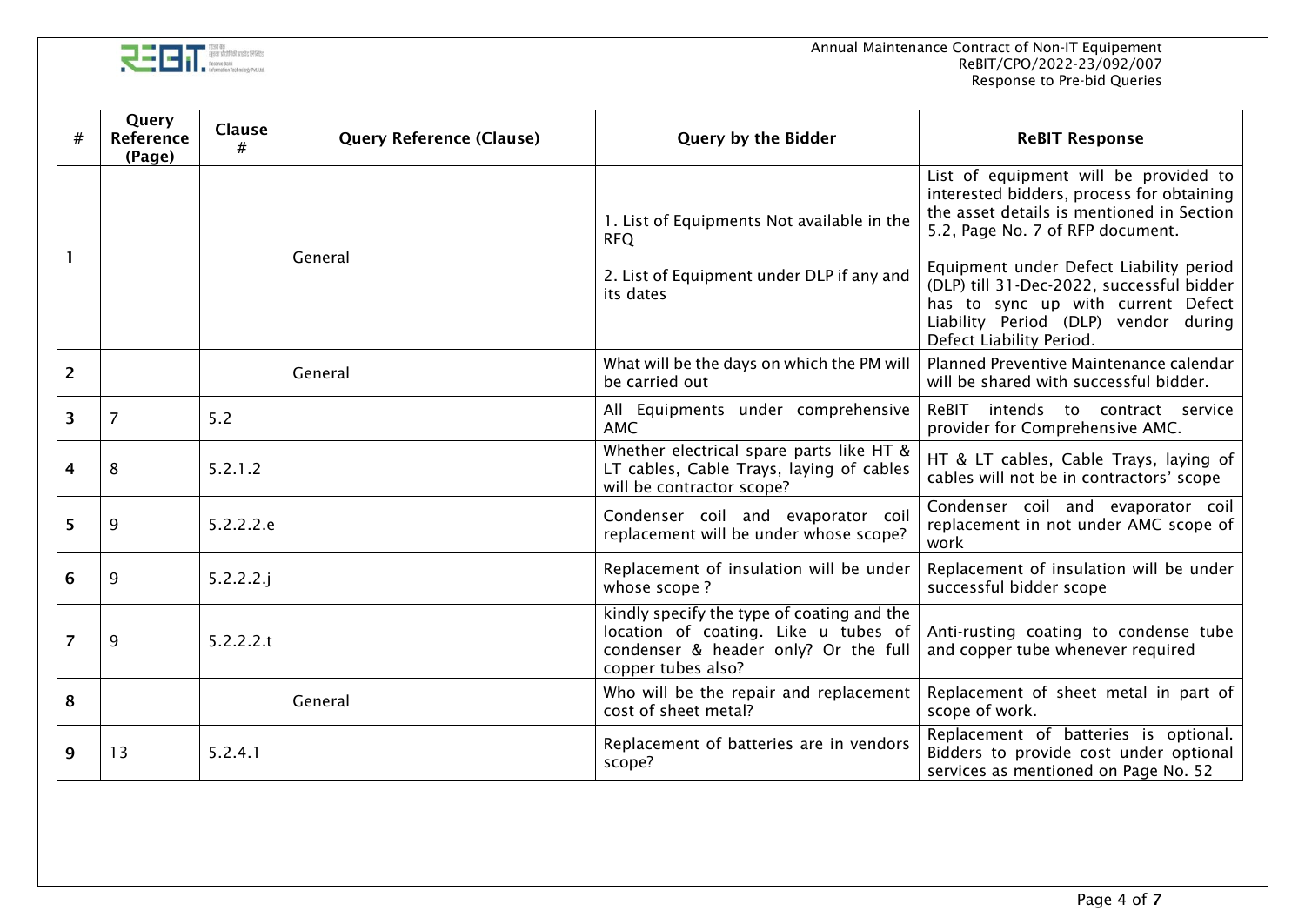| # | Query Reference (Page) | Clause # | Query Reference (Clause) | Query by the Bidder | ReBIT Response |
|---|---|---|---|---|---|
| 1 | | | General | 1. List of Equipments Not available in the RFQ<br><br>2. List of Equipment under DLP if any and its dates | List of equipment will be provided to interested bidders, process for obtaining the asset details is mentioned in Section 5.2, Page No. 7 of RFP document.<br><br>Equipment under Defect Liability period (DLP) till 31-Dec-2022, successful bidder has to sync up with current Defect Liability Period (DLP) vendor during Defect Liability Period. |
| 2 | | | General | What will be the days on which the PM will be carried out | Planned Preventive Maintenance calendar will be shared with successful bidder. |
| 3 | 7 | 5.2 | | All Equipments under comprehensive AMC | ReBIT intends to contract service provider for Comprehensive AMC. |
| 4 | 8 | 5.2.1.2 | | Whether electrical spare parts like HT & LT cables, Cable Trays, laying of cables will be contractor scope? | HT & LT cables, Cable Trays, laying of cables will not be in contractors' scope |
| 5 | 9 | 5.2.2.2.e | | Condenser coil and evaporator coil replacement will be under whose scope? | Condenser coil and evaporator coil replacement in not under AMC scope of work |
| 6 | 9 | 5.2.2.2.j | | Replacement of insulation will be under whose scope ? | Replacement of insulation will be under successful bidder scope |
| 7 | 9 | 5.2.2.2.t | | kindly specify the type of coating and the location of coating. Like u tubes of condenser & header only? Or the full copper tubes also? | Anti-rusting coating to condense tube and copper tube whenever required |
| 8 | | | General | Who will be the repair and replacement cost of sheet metal? | Replacement of sheet metal in part of scope of work. |
| 9 | 13 | 5.2.4.1 | | Replacement of batteries are in vendors scope? | Replacement of batteries is optional. Bidders to provide cost under optional services as mentioned on Page No. 52 |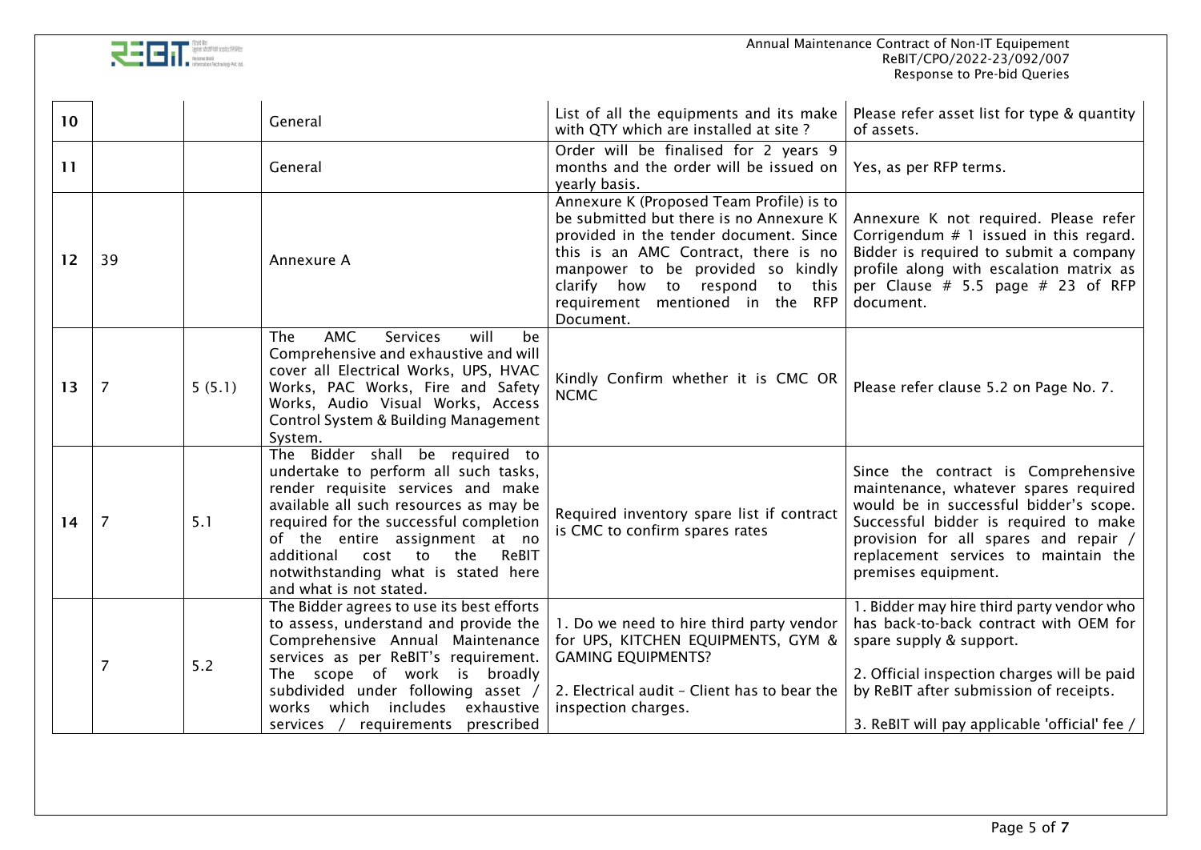| 10 | | | General | List of all the equipments and its make with QTY which are installed at site ? | Please refer asset list for type & quantity of assets. |
|---|---|---|---|---|---|
| 11 | | | General | Order will be finalised for 2 years 9 months and the order will be issued on yearly basis. | Yes, as per RFP terms. |
| 12 | 39 | | Annexure A | Annexure K (Proposed Team Profile) is to be submitted but there is no Annexure K provided in the tender document. Since this is an AMC Contract, there is no manpower to be provided so kindly clarify how to respond to this requirement mentioned in the RFP Document. | Annexure K not required. Please refer Corrigendum # 1 issued in this regard. Bidder is required to submit a company profile along with escalation matrix as per Clause # 5.5 page # 23 of RFP document. |
| 13 | 7 | 5 (5.1) | The AMC Services will be Comprehensive and exhaustive and will cover all Electrical Works, UPS, HVAC Works, PAC Works, Fire and Safety Works, Audio Visual Works, Access Control System & Building Management System. | Kindly Confirm whether it is CMC OR NCMC | Please refer clause 5.2 on Page No. 7. |
| 14 | 7 | 5.1 | The Bidder shall be required to undertake to perform all such tasks, render requisite services and make available all such resources as may be required for the successful completion of the entire assignment at no additional cost to the ReBIT notwithstanding what is stated here and what is not stated. | Required inventory spare list if contract is CMC to confirm spares rates | Since the contract is Comprehensive maintenance, whatever spares required would be in successful bidder's scope. Successful bidder is required to make provision for all spares and repair / replacement services to maintain the premises equipment. |
| | 7 | 5.2 | The Bidder agrees to use its best efforts to assess, understand and provide the Comprehensive Annual Maintenance services as per ReBIT's requirement. The scope of work is broadly subdivided under following asset / works which includes exhaustive services / requirements prescribed | 1. Do we need to hire third party vendor for UPS, KITCHEN EQUIPMENTS, GYM & GAMING EQUIPMENTS?<br><br>2. Electrical audit – Client has to bear the inspection charges. | 1. Bidder may hire third party vendor who has back-to-back contract with OEM for spare supply & support.<br><br>2. Official inspection charges will be paid by ReBIT after submission of receipts.<br><br>3. ReBIT will pay applicable 'official' fee / |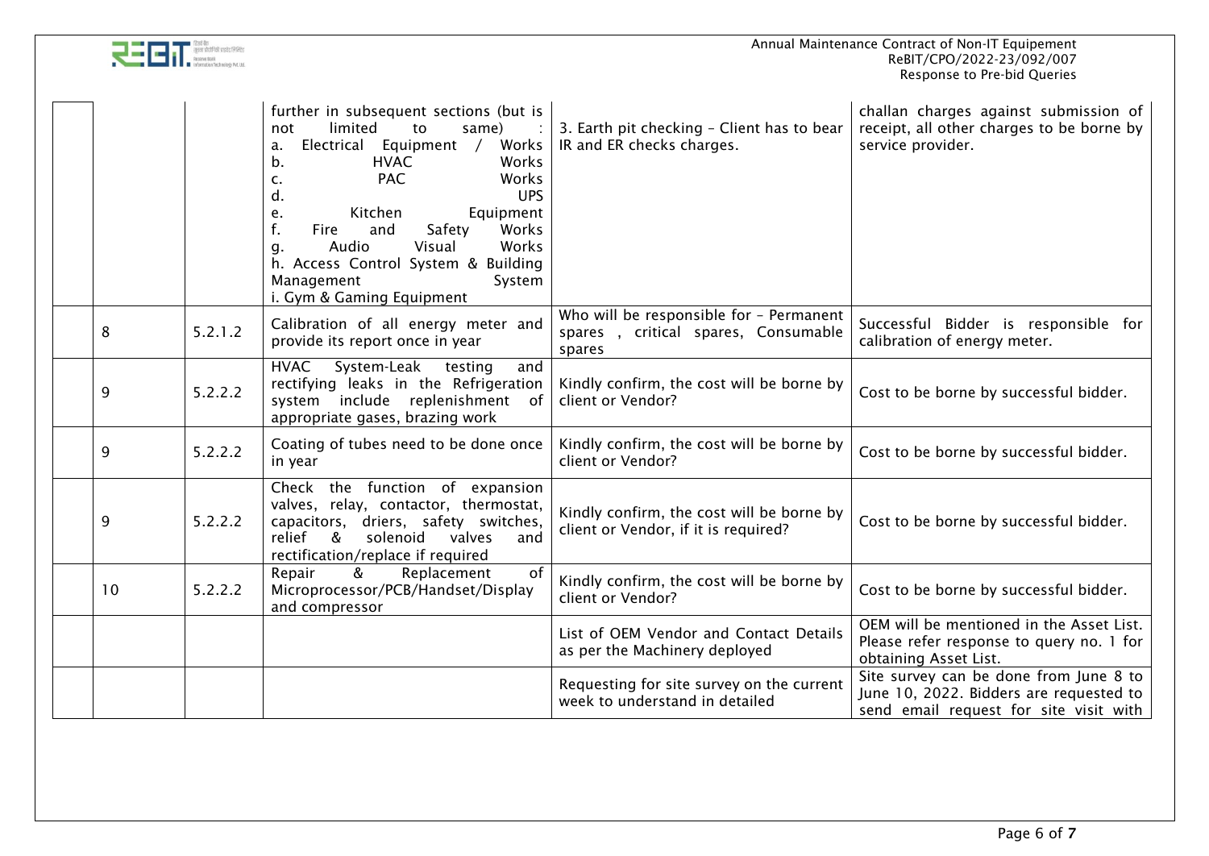| | | | | |
|---|---|---|---|---|
| | | further in subsequent sections (but is not limited to same) : a. Electrical Equipment / Works b. HVAC Works c. PAC Works d. UPS e. Kitchen Equipment f. Fire and Safety Works g. Audio Visual Works h. Access Control System & Building Management System i. Gym & Gaming Equipment | 3. Earth pit checking – Client has to bear IR and ER checks charges. | challan charges against submission of receipt, all other charges to be borne by service provider. |
| 8 | 5.2.1.2 | Calibration of all energy meter and provide its report once in year | Who will be responsible for – Permanent spares , critical spares, Consumable spares | Successful Bidder is responsible for calibration of energy meter. |
| 9 | 5.2.2.2 | HVAC System-Leak testing and rectifying leaks in the Refrigeration system include replenishment of appropriate gases, brazing work | Kindly confirm, the cost will be borne by client or Vendor? | Cost to be borne by successful bidder. |
| 9 | 5.2.2.2 | Coating of tubes need to be done once in year | Kindly confirm, the cost will be borne by client or Vendor? | Cost to be borne by successful bidder. |
| 9 | 5.2.2.2 | Check the function of expansion valves, relay, contactor, thermostat, capacitors, driers, safety switches, relief & solenoid valves and rectification/replace if required | Kindly confirm, the cost will be borne by client or Vendor, if it is required? | Cost to be borne by successful bidder. |
| 10 | 5.2.2.2 | Repair & Replacement of Microprocessor/PCB/Handset/Display and compressor | Kindly confirm, the cost will be borne by client or Vendor? | Cost to be borne by successful bidder. |
| | | | List of OEM Vendor and Contact Details as per the Machinery deployed | OEM will be mentioned in the Asset List. Please refer response to query no. 1 for obtaining Asset List. |
| | | | Requesting for site survey on the current week to understand in detailed | Site survey can be done from June 8 to June 10, 2022. Bidders are requested to send email request for site visit with |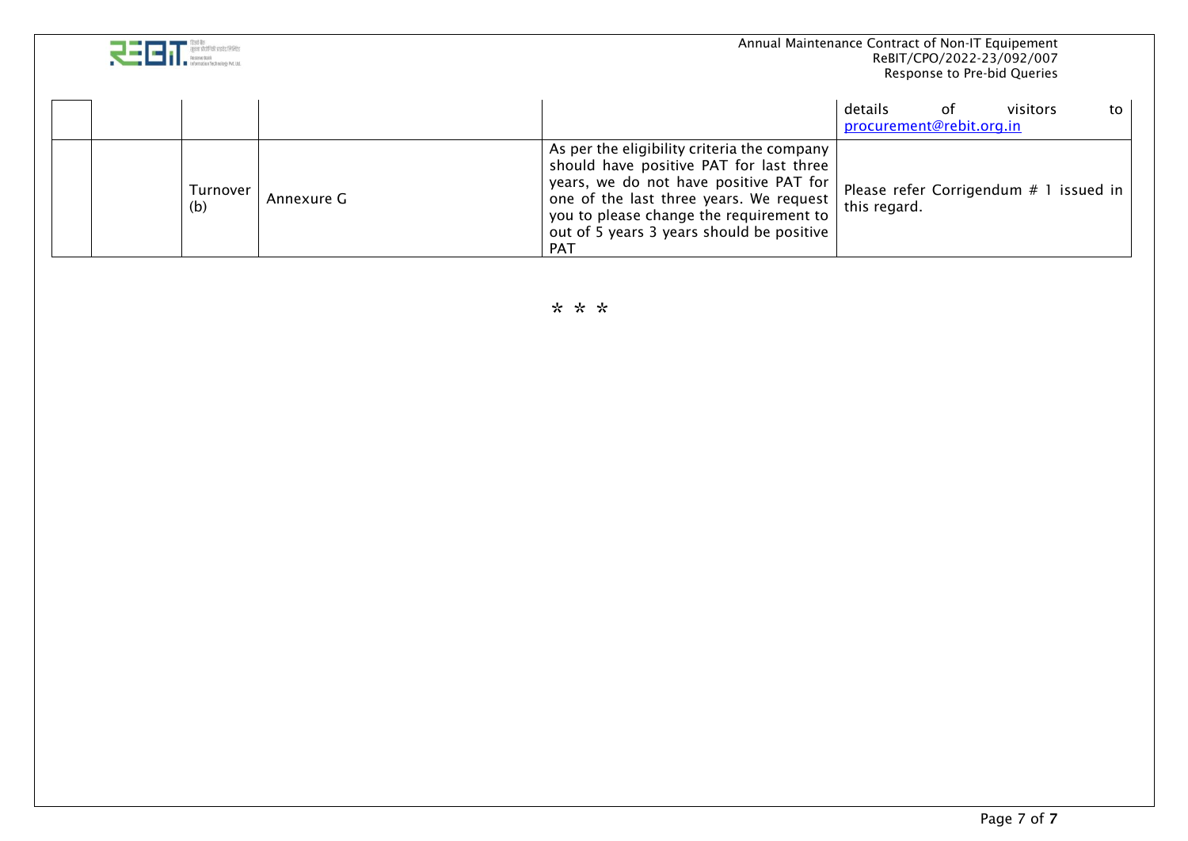| | | | | |
|---|---|---|---|---|
| | | | | details of visitors to procurement@rebit.org.in |
| | Turnover (b) | Annexure G | As per the eligibility criteria the company should have positive PAT for last three years, we do not have positive PAT for one of the last three years. We request you to please change the requirement to out of 5 years 3 years should be positive PAT | Please refer Corrigendum # 1 issued in this regard. |

* * *